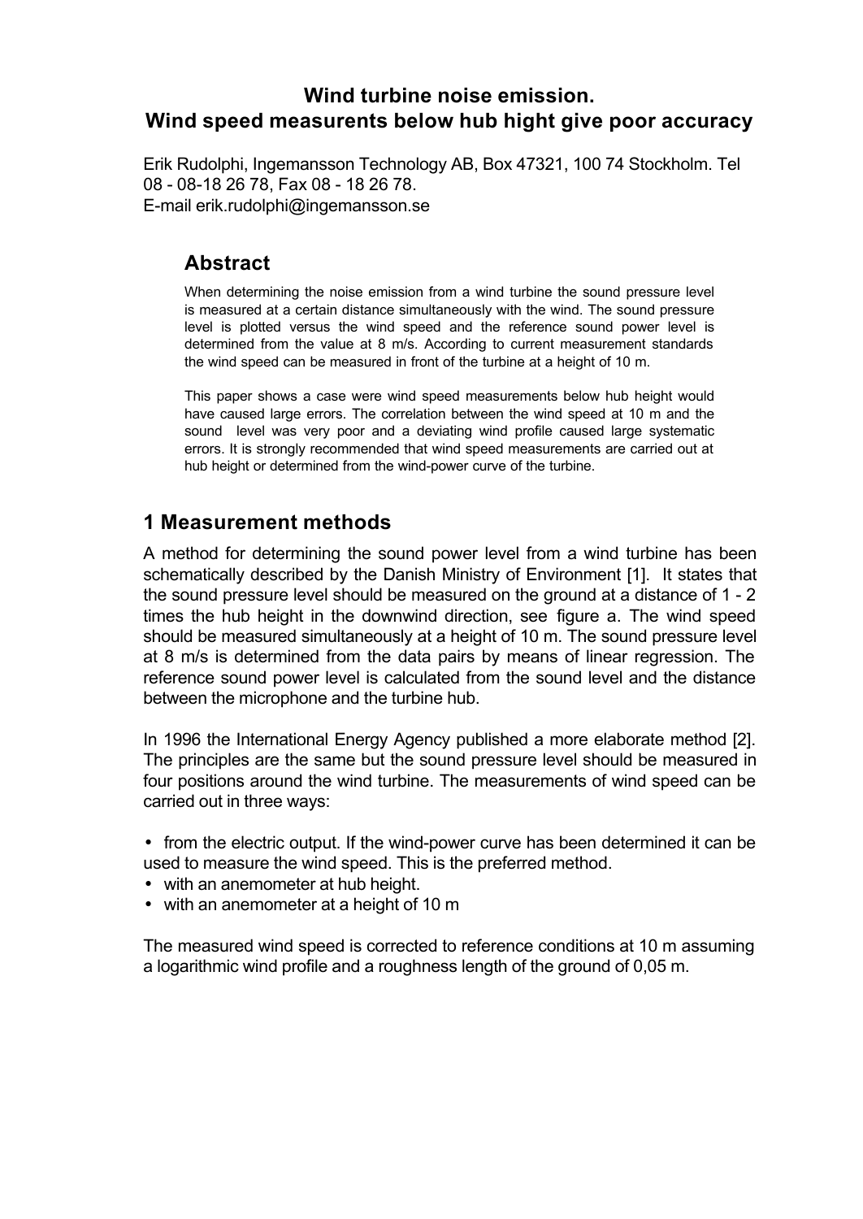# Wind turbine noise emission.
# Wind speed measurents below hub hight give poor accuracy

Erik Rudolphi, Ingemansson Technology AB, Box 47321, 100 74 Stockholm. Tel 08 - 08-18 26 78, Fax 08 - 18 26 78.
E-mail erik.rudolphi@ingemansson.se

## Abstract

When determining the noise emission from a wind turbine the sound pressure level is measured at a certain distance simultaneously with the wind. The sound pressure level is plotted versus the wind speed and the reference sound power level is determined from the value at 8 m/s. According to current measurement standards the wind speed can be measured in front of the turbine at a height of 10 m.

This paper shows a case were wind speed measurements below hub height would have caused large errors. The correlation between the wind speed at 10 m and the sound level was very poor and a deviating wind profile caused large systematic errors. It is strongly recommended that wind speed measurements are carried out at hub height or determined from the wind-power curve of the turbine.

## 1 Measurement methods

A method for determining the sound power level from a wind turbine has been schematically described by the Danish Ministry of Environment [1]. It states that the sound pressure level should be measured on the ground at a distance of 1 - 2 times the hub height in the downwind direction, see figure a. The wind speed should be measured simultaneously at a height of 10 m. The sound pressure level at 8 m/s is determined from the data pairs by means of linear regression. The reference sound power level is calculated from the sound level and the distance between the microphone and the turbine hub.

In 1996 the International Energy Agency published a more elaborate method [2]. The principles are the same but the sound pressure level should be measured in four positions around the wind turbine. The measurements of wind speed can be carried out in three ways:

- from the electric output. If the wind-power curve has been determined it can be used to measure the wind speed. This is the preferred method.
- with an anemometer at hub height.
- with an anemometer at a height of 10 m

The measured wind speed is corrected to reference conditions at 10 m assuming a logarithmic wind profile and a roughness length of the ground of 0,05 m.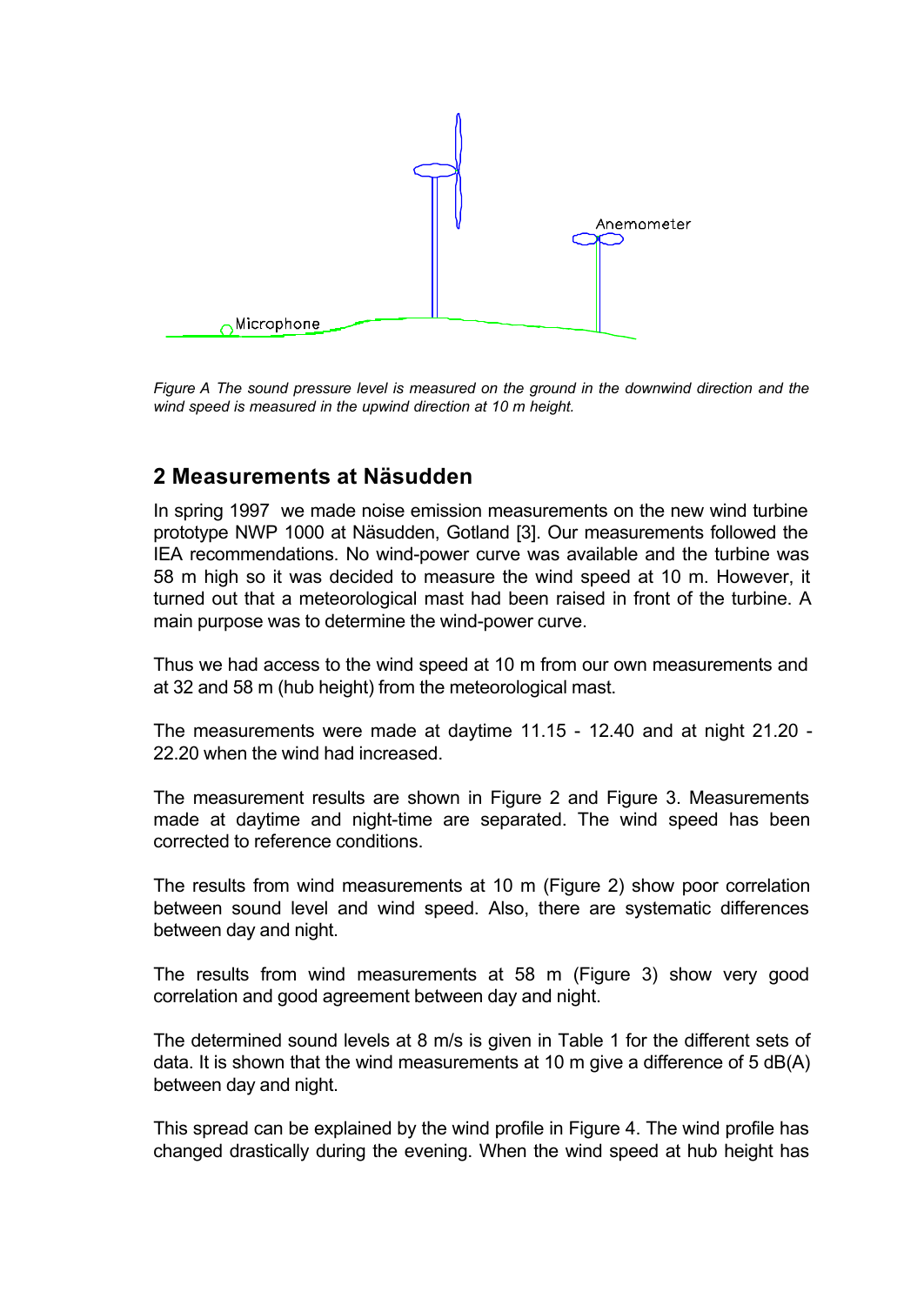*Figure A The sound pressure level is measured on the ground in the downwind direction and the wind speed is measured in the upwind direction at 10 m height.*

## 2 Measurements at Näsudden

In spring 1997 we made noise emission measurements on the new wind turbine prototype NWP 1000 at Näsudden, Gotland [3]. Our measurements followed the IEA recommendations. No wind-power curve was available and the turbine was 58 m high so it was decided to measure the wind speed at 10 m. However, it turned out that a meteorological mast had been raised in front of the turbine. A main purpose was to determine the wind-power curve.

Thus we had access to the wind speed at 10 m from our own measurements and at 32 and 58 m (hub height) from the meteorological mast.

The measurements were made at daytime 11.15 - 12.40 and at night 21.20 - 22.20 when the wind had increased.

The measurement results are shown in Figure 2 and Figure 3. Measurements made at daytime and night-time are separated. The wind speed has been corrected to reference conditions.

The results from wind measurements at 10 m (Figure 2) show poor correlation between sound level and wind speed. Also, there are systematic differences between day and night.

The results from wind measurements at 58 m (Figure 3) show very good correlation and good agreement between day and night.

The determined sound levels at 8 m/s is given in Table 1 for the different sets of data. It is shown that the wind measurements at 10 m give a difference of 5 dB(A) between day and night.

This spread can be explained by the wind profile in Figure 4. The wind profile has changed drastically during the evening. When the wind speed at hub height has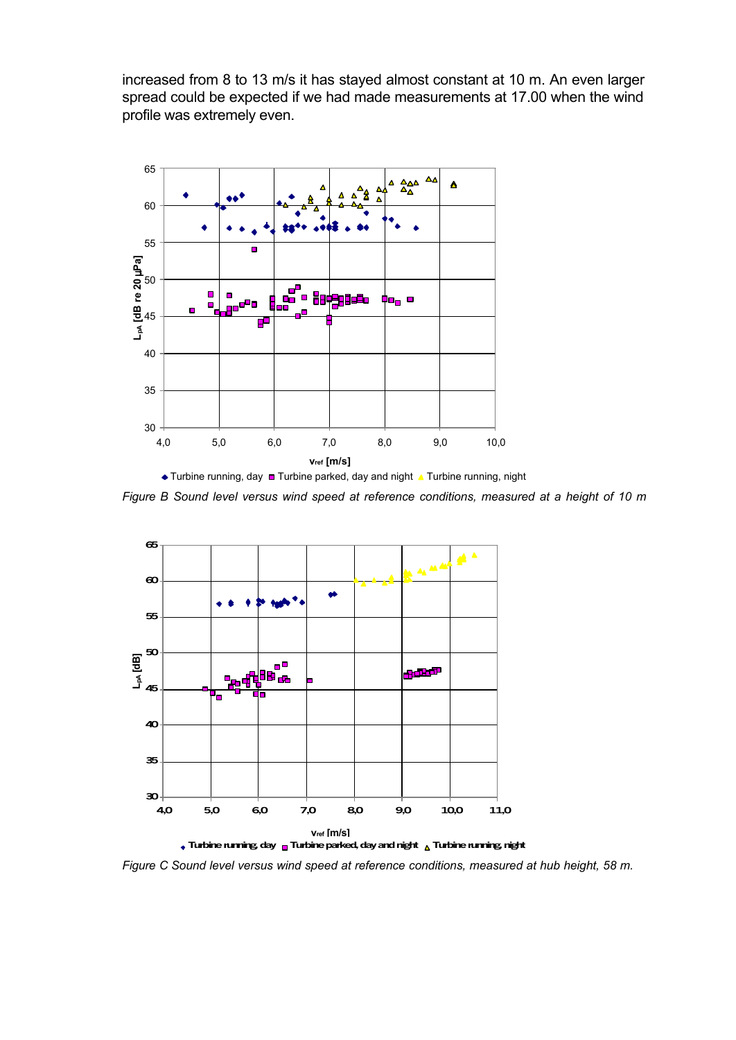increased from 8 to 13 m/s it has stayed almost constant at 10 m. An even larger spread could be expected if we had made measurements at 17.00 when the wind profile was extremely even.

*Figure B Sound level versus wind speed at reference conditions, measured at a height of 10 m*

*Figure C Sound level versus wind speed at reference conditions, measured at hub height, 58 m.*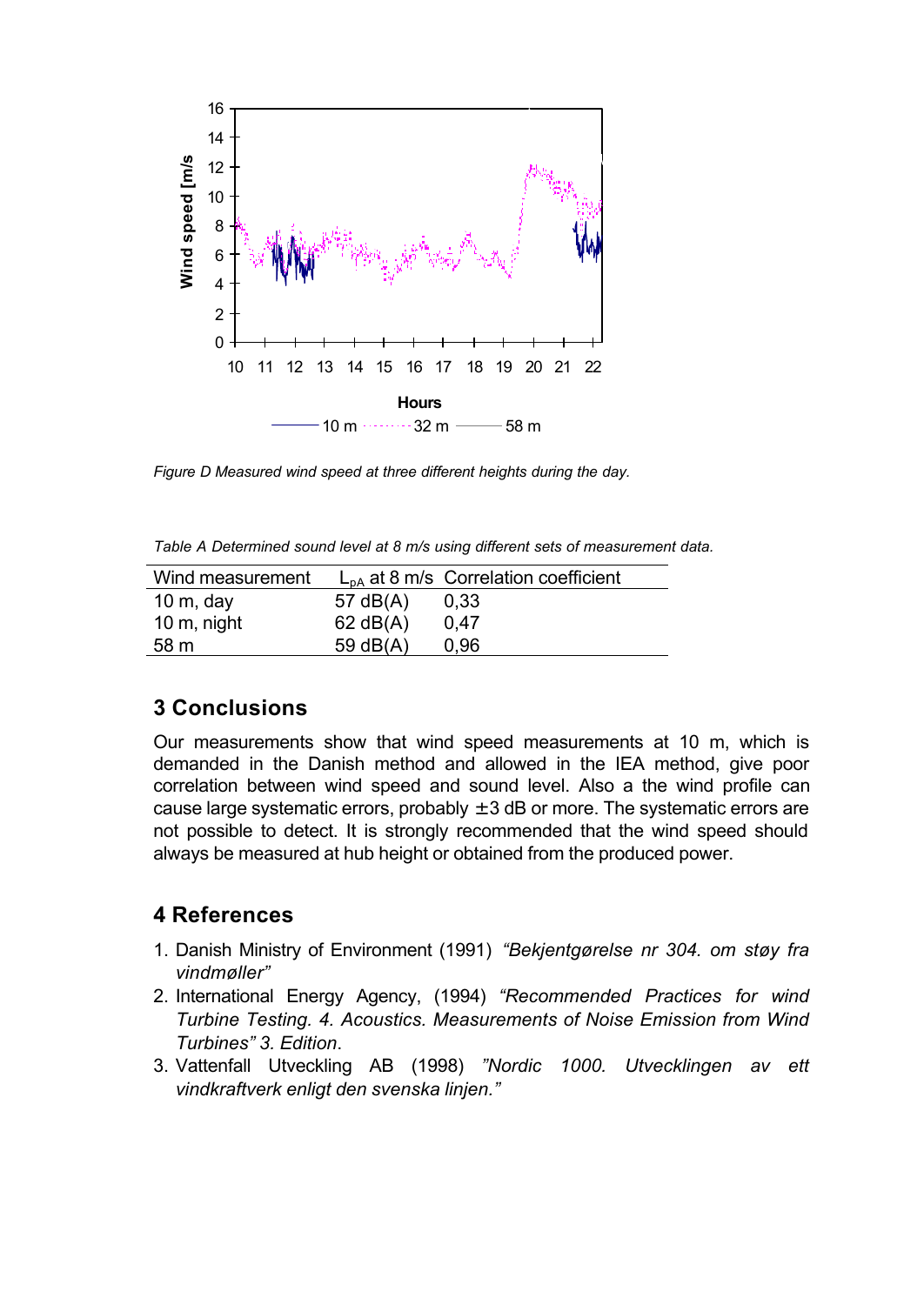16
14
12
10
8
6
4
2
0

Wind speed [m/s

10 11 12 13 14 15 16 17 18 19 20 21 22

Hours

10 m 32 m 58 m

*Figure D Measured wind speed at three different heights during the day.*

*Table A Determined sound level at 8 m/s using different sets of measurement data.*

| Wind measurement | $L_{pA}$ at 8 m/s | Correlation coefficient |
|---|---|---|
| 10 m, day | 57 dB(A) | 0,33 |
| 10 m, night | 62 dB(A) | 0,47 |
| 58 m | 59 dB(A) | 0,96 |

## 3 Conclusions

Our measurements show that wind speed measurements at 10 m, which is demanded in the Danish method and allowed in the IEA method, give poor correlation between wind speed and sound level. Also a the wind profile can cause large systematic errors, probably ±3 dB or more. The systematic errors are not possible to detect. It is strongly recommended that the wind speed should always be measured at hub height or obtained from the produced power.

## 4 References

1. Danish Ministry of Environment (1991) *"Bekjentgørelse nr 304. om støy fra vindmøller"*
2. International Energy Agency, (1994) *"Recommended Practices for wind Turbine Testing. 4. Acoustics. Measurements of Noise Emission from Wind Turbines" 3. Edition*.
3. Vattenfall Utveckling AB (1998) *"Nordic 1000. Utvecklingen av ett vindkraftverk enligt den svenska linjen."*